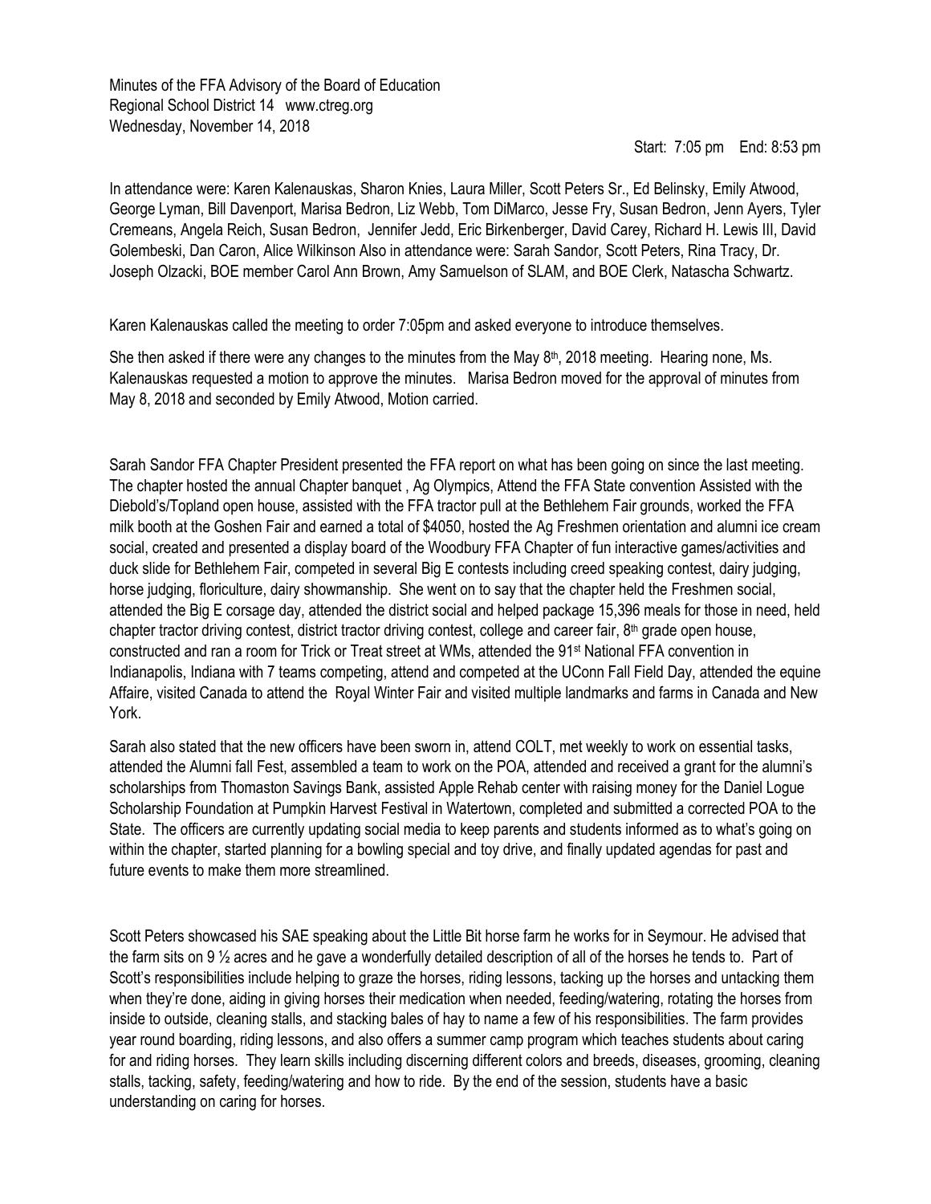Minutes of the FFA Advisory of the Board of Education
Regional School District 14 www.ctreg.org
Wednesday, November 14, 2018

Start: 7:05 pm End: 8:53 pm

In attendance were: Karen Kalenauskas, Sharon Knies, Laura Miller, Scott Peters Sr., Ed Belinsky, Emily Atwood, George Lyman, Bill Davenport, Marisa Bedron, Liz Webb, Tom DiMarco, Jesse Fry, Susan Bedron, Jenn Ayers, Tyler Cremeans, Angela Reich, Susan Bedron, Jennifer Jedd, Eric Birkenberger, David Carey, Richard H. Lewis III, David Golembeski, Dan Caron, Alice Wilkinson Also in attendance were: Sarah Sandor, Scott Peters, Rina Tracy, Dr. Joseph Olzacki, BOE member Carol Ann Brown, Amy Samuelson of SLAM, and BOE Clerk, Natascha Schwartz.

Karen Kalenauskas called the meeting to order 7:05pm and asked everyone to introduce themselves.

She then asked if there were any changes to the minutes from the May 8th, 2018 meeting. Hearing none, Ms. Kalenauskas requested a motion to approve the minutes. Marisa Bedron moved for the approval of minutes from May 8, 2018 and seconded by Emily Atwood, Motion carried.

Sarah Sandor FFA Chapter President presented the FFA report on what has been going on since the last meeting. The chapter hosted the annual Chapter banquet , Ag Olympics, Attend the FFA State convention Assisted with the Diebold's/Topland open house, assisted with the FFA tractor pull at the Bethlehem Fair grounds, worked the FFA milk booth at the Goshen Fair and earned a total of $4050, hosted the Ag Freshmen orientation and alumni ice cream social, created and presented a display board of the Woodbury FFA Chapter of fun interactive games/activities and duck slide for Bethlehem Fair, competed in several Big E contests including creed speaking contest, dairy judging, horse judging, floriculture, dairy showmanship. She went on to say that the chapter held the Freshmen social, attended the Big E corsage day, attended the district social and helped package 15,396 meals for those in need, held chapter tractor driving contest, district tractor driving contest, college and career fair, 8th grade open house, constructed and ran a room for Trick or Treat street at WMs, attended the 91st National FFA convention in Indianapolis, Indiana with 7 teams competing, attend and competed at the UConn Fall Field Day, attended the equine Affaire, visited Canada to attend the Royal Winter Fair and visited multiple landmarks and farms in Canada and New York.

Sarah also stated that the new officers have been sworn in, attend COLT, met weekly to work on essential tasks, attended the Alumni fall Fest, assembled a team to work on the POA, attended and received a grant for the alumni's scholarships from Thomaston Savings Bank, assisted Apple Rehab center with raising money for the Daniel Logue Scholarship Foundation at Pumpkin Harvest Festival in Watertown, completed and submitted a corrected POA to the State. The officers are currently updating social media to keep parents and students informed as to what's going on within the chapter, started planning for a bowling special and toy drive, and finally updated agendas for past and future events to make them more streamlined.

Scott Peters showcased his SAE speaking about the Little Bit horse farm he works for in Seymour. He advised that the farm sits on 9 ½ acres and he gave a wonderfully detailed description of all of the horses he tends to. Part of Scott's responsibilities include helping to graze the horses, riding lessons, tacking up the horses and untacking them when they're done, aiding in giving horses their medication when needed, feeding/watering, rotating the horses from inside to outside, cleaning stalls, and stacking bales of hay to name a few of his responsibilities. The farm provides year round boarding, riding lessons, and also offers a summer camp program which teaches students about caring for and riding horses. They learn skills including discerning different colors and breeds, diseases, grooming, cleaning stalls, tacking, safety, feeding/watering and how to ride. By the end of the session, students have a basic understanding on caring for horses.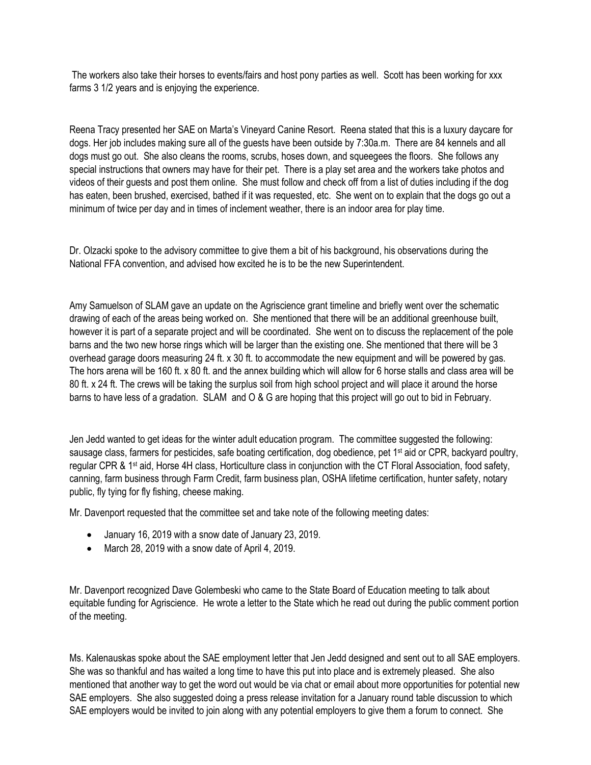The workers also take their horses to events/fairs and host pony parties as well. Scott has been working for xxx farms 3 1/2 years and is enjoying the experience.

Reena Tracy presented her SAE on Marta's Vineyard Canine Resort. Reena stated that this is a luxury daycare for dogs. Her job includes making sure all of the guests have been outside by 7:30a.m. There are 84 kennels and all dogs must go out. She also cleans the rooms, scrubs, hoses down, and squeegees the floors. She follows any special instructions that owners may have for their pet. There is a play set area and the workers take photos and videos of their guests and post them online. She must follow and check off from a list of duties including if the dog has eaten, been brushed, exercised, bathed if it was requested, etc. She went on to explain that the dogs go out a minimum of twice per day and in times of inclement weather, there is an indoor area for play time.

Dr. Olzacki spoke to the advisory committee to give them a bit of his background, his observations during the National FFA convention, and advised how excited he is to be the new Superintendent.

Amy Samuelson of SLAM gave an update on the Agriscience grant timeline and briefly went over the schematic drawing of each of the areas being worked on. She mentioned that there will be an additional greenhouse built, however it is part of a separate project and will be coordinated. She went on to discuss the replacement of the pole barns and the two new horse rings which will be larger than the existing one. She mentioned that there will be 3 overhead garage doors measuring 24 ft. x 30 ft. to accommodate the new equipment and will be powered by gas. The hors arena will be 160 ft. x 80 ft. and the annex building which will allow for 6 horse stalls and class area will be 80 ft. x 24 ft. The crews will be taking the surplus soil from high school project and will place it around the horse barns to have less of a gradation. SLAM and O & G are hoping that this project will go out to bid in February.

Jen Jedd wanted to get ideas for the winter adult education program. The committee suggested the following: sausage class, farmers for pesticides, safe boating certification, dog obedience, pet 1st aid or CPR, backyard poultry, regular CPR & 1st aid, Horse 4H class, Horticulture class in conjunction with the CT Floral Association, food safety, canning, farm business through Farm Credit, farm business plan, OSHA lifetime certification, hunter safety, notary public, fly tying for fly fishing, cheese making.

Mr. Davenport requested that the committee set and take note of the following meeting dates:

- January 16, 2019 with a snow date of January 23, 2019.
- March 28, 2019 with a snow date of April 4, 2019.

Mr. Davenport recognized Dave Golembeski who came to the State Board of Education meeting to talk about equitable funding for Agriscience. He wrote a letter to the State which he read out during the public comment portion of the meeting.

Ms. Kalenauskas spoke about the SAE employment letter that Jen Jedd designed and sent out to all SAE employers. She was so thankful and has waited a long time to have this put into place and is extremely pleased. She also mentioned that another way to get the word out would be via chat or email about more opportunities for potential new SAE employers. She also suggested doing a press release invitation for a January round table discussion to which SAE employers would be invited to join along with any potential employers to give them a forum to connect. She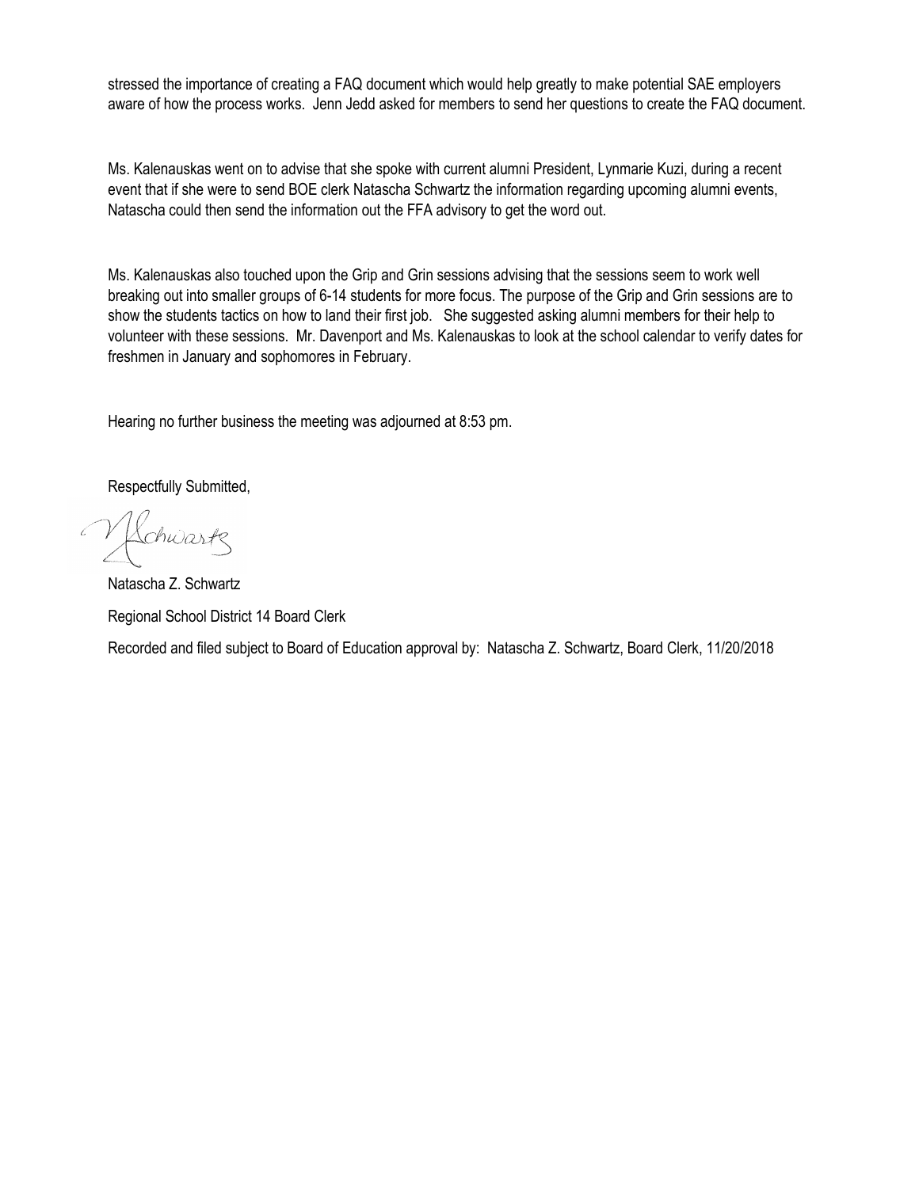stressed the importance of creating a FAQ document which would help greatly to make potential SAE employers aware of how the process works. Jenn Jedd asked for members to send her questions to create the FAQ document.

Ms. Kalenauskas went on to advise that she spoke with current alumni President, Lynmarie Kuzi, during a recent event that if she were to send BOE clerk Natascha Schwartz the information regarding upcoming alumni events, Natascha could then send the information out the FFA advisory to get the word out.

Ms. Kalenauskas also touched upon the Grip and Grin sessions advising that the sessions seem to work well breaking out into smaller groups of 6-14 students for more focus. The purpose of the Grip and Grin sessions are to show the students tactics on how to land their first job. She suggested asking alumni members for their help to volunteer with these sessions. Mr. Davenport and Ms. Kalenauskas to look at the school calendar to verify dates for freshmen in January and sophomores in February.

Hearing no further business the meeting was adjourned at 8:53 pm.

Respectfully Submitted,

NSchwartz

Natascha Z. Schwartz

Regional School District 14 Board Clerk

Recorded and filed subject to Board of Education approval by: Natascha Z. Schwartz, Board Clerk, 11/20/2018